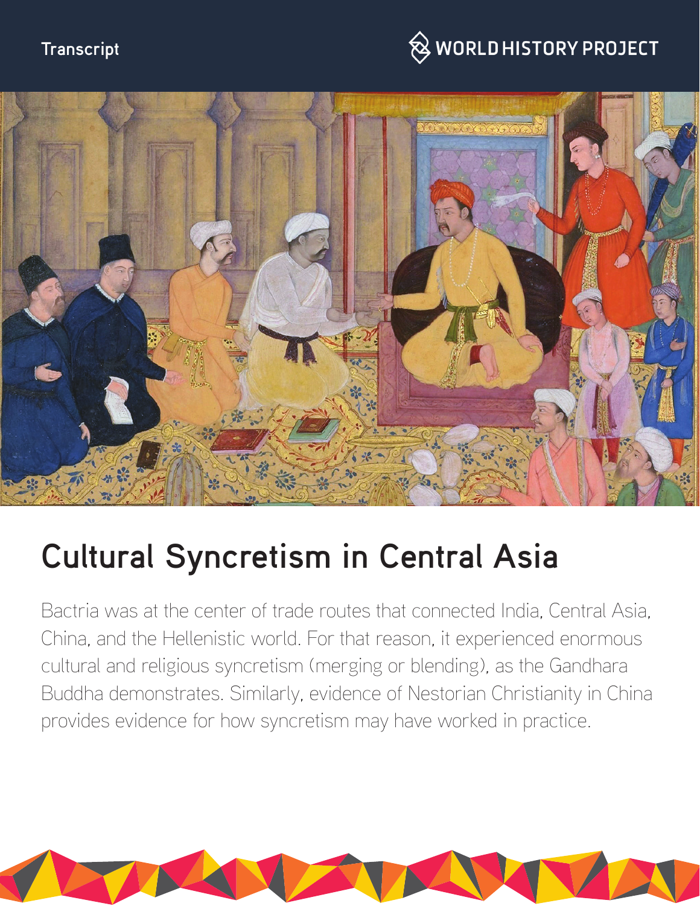Transcript

# Cultural Syncretism in Central Asia

Bactria was at the center of trade routes that connected India, Central Asia, China, and the Hellenistic world. For that reason, it experienced enormous cultural and religious syncretism (merging or blending), as the Gandhara Buddha demonstrates. Similarly, evidence of Nestorian Christianity in China provides evidence for how syncretism may have worked in practice.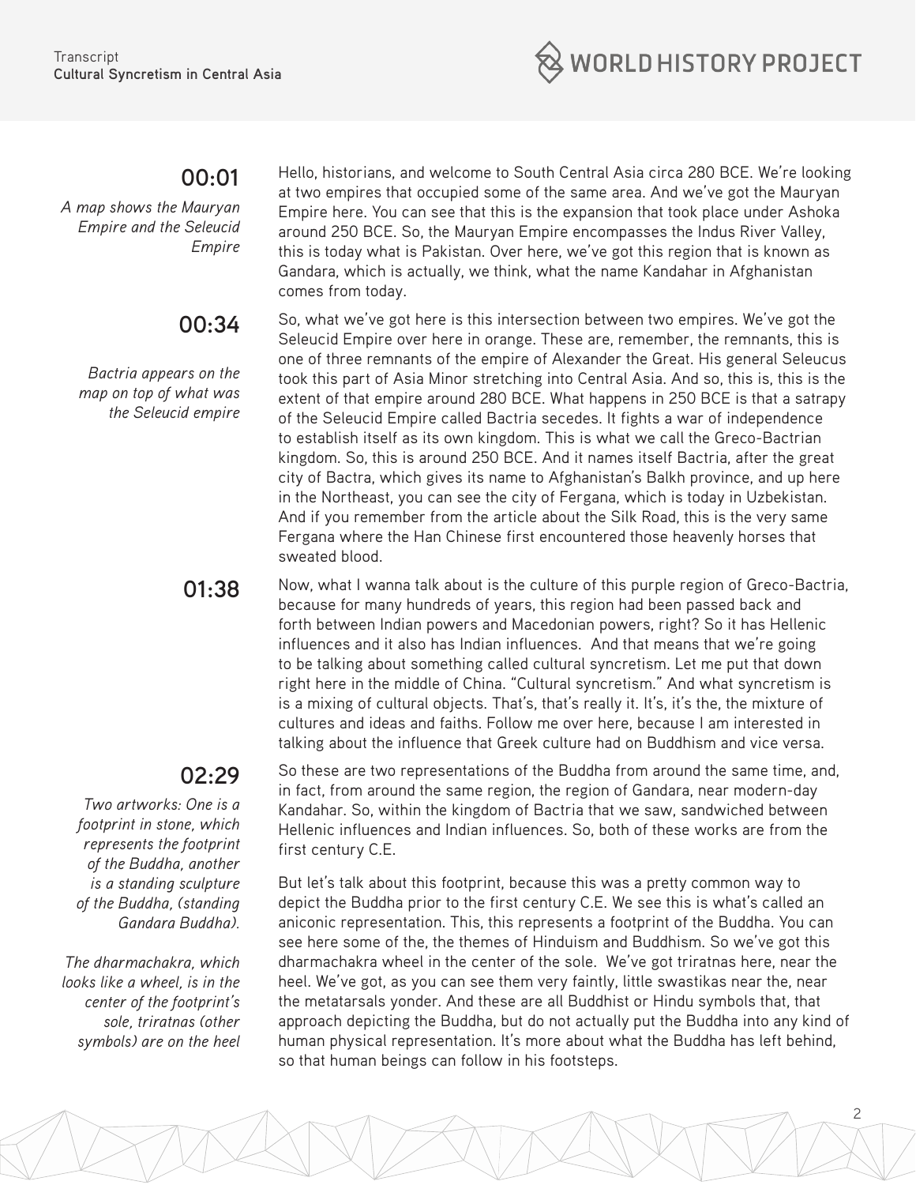**00:01**

*A map shows the Mauryan Empire and the Seleucid Empire*

Hello, historians, and welcome to South Central Asia circa 280 BCE. We're looking at two empires that occupied some of the same area. And we've got the Mauryan Empire here. You can see that this is the expansion that took place under Ashoka around 250 BCE. So, the Mauryan Empire encompasses the Indus River Valley, this is today what is Pakistan. Over here, we've got this region that is known as Gandara, which is actually, we think, what the name Kandahar in Afghanistan comes from today.

**00:34**

*Bactria appears on the map on top of what was the Seleucid empire*

So, what we've got here is this intersection between two empires. We've got the Seleucid Empire over here in orange. These are, remember, the remnants, this is one of three remnants of the empire of Alexander the Great. His general Seleucus took this part of Asia Minor stretching into Central Asia. And so, this is, this is the extent of that empire around 280 BCE. What happens in 250 BCE is that a satrapy of the Seleucid Empire called Bactria secedes. It fights a war of independence to establish itself as its own kingdom. This is what we call the Greco-Bactrian kingdom. So, this is around 250 BCE. And it names itself Bactria, after the great city of Bactra, which gives its name to Afghanistan's Balkh province, and up here in the Northeast, you can see the city of Fergana, which is today in Uzbekistan. And if you remember from the article about the Silk Road, this is the very same Fergana where the Han Chinese first encountered those heavenly horses that sweated blood.

**01:38**

Now, what I wanna talk about is the culture of this purple region of Greco-Bactria, because for many hundreds of years, this region had been passed back and forth between Indian powers and Macedonian powers, right? So it has Hellenic influences and it also has Indian influences. And that means that we're going to be talking about something called cultural syncretism. Let me put that down right here in the middle of China. "Cultural syncretism." And what syncretism is is a mixing of cultural objects. That's, that's really it. It's, it's the, the mixture of cultures and ideas and faiths. Follow me over here, because I am interested in talking about the influence that Greek culture had on Buddhism and vice versa.

**02:29**

*Two artworks: One is a footprint in stone, which represents the footprint of the Buddha, another is a standing sculpture of the Buddha, (standing Gandara Buddha).*

*The dharmachakra, which looks like a wheel, is in the center of the footprint's sole, triratnas (other symbols) are on the heel*

So these are two representations of the Buddha from around the same time, and, in fact, from around the same region, the region of Gandara, near modern-day Kandahar. So, within the kingdom of Bactria that we saw, sandwiched between Hellenic influences and Indian influences. So, both of these works are from the first century C.E.

But let's talk about this footprint, because this was a pretty common way to depict the Buddha prior to the first century C.E. We see this is what's called an aniconic representation. This, this represents a footprint of the Buddha. You can see here some of the, the themes of Hinduism and Buddhism. So we've got this dharmachakra wheel in the center of the sole. We've got triratnas here, near the heel. We've got, as you can see them very faintly, little swastikas near the, near the metatarsals yonder. And these are all Buddhist or Hindu symbols that, that approach depicting the Buddha, but do not actually put the Buddha into any kind of human physical representation. It's more about what the Buddha has left behind, so that human beings can follow in his footsteps.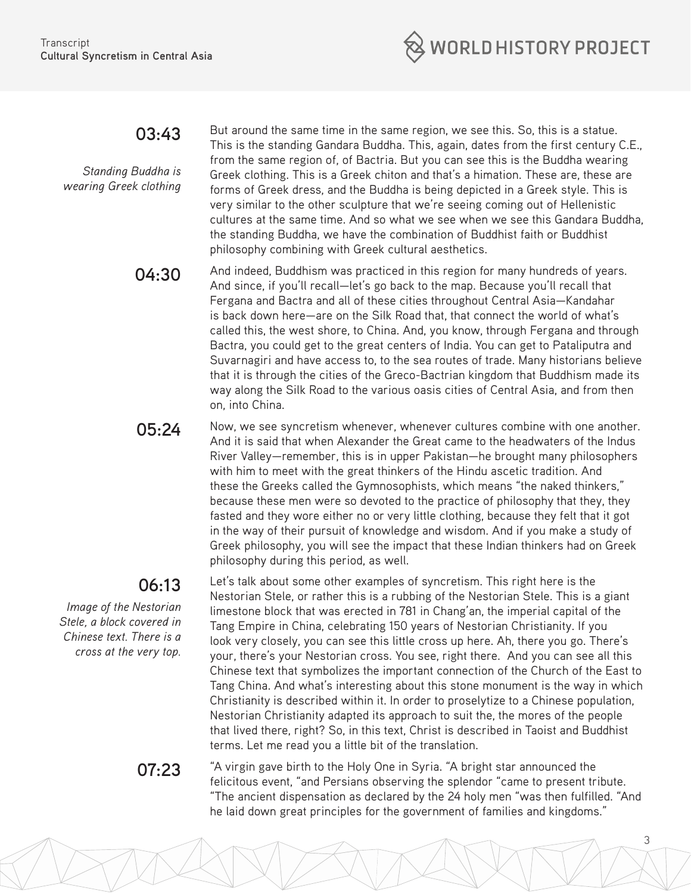**03:43**

*Standing Buddha is wearing Greek clothing*

But around the same time in the same region, we see this. So, this is a statue. This is the standing Gandara Buddha. This, again, dates from the first century C.E., from the same region of, of Bactria. But you can see this is the Buddha wearing Greek clothing. This is a Greek chiton and that's a himation. These are, these are forms of Greek dress, and the Buddha is being depicted in a Greek style. This is very similar to the other sculpture that we're seeing coming out of Hellenistic cultures at the same time. And so what we see when we see this Gandara Buddha, the standing Buddha, we have the combination of Buddhist faith or Buddhist philosophy combining with Greek cultural aesthetics.

**04:30**

And indeed, Buddhism was practiced in this region for many hundreds of years. And since, if you'll recall—let's go back to the map. Because you'll recall that Fergana and Bactra and all of these cities throughout Central Asia—Kandahar is back down here—are on the Silk Road that, that connect the world of what's called this, the west shore, to China. And, you know, through Fergana and through Bactra, you could get to the great centers of India. You can get to Pataliputra and Suvarnagiri and have access to, to the sea routes of trade. Many historians believe that it is through the cities of the Greco-Bactrian kingdom that Buddhism made its way along the Silk Road to the various oasis cities of Central Asia, and from then on, into China.

**05:24**

Now, we see syncretism whenever, whenever cultures combine with one another. And it is said that when Alexander the Great came to the headwaters of the Indus River Valley—remember, this is in upper Pakistan—he brought many philosophers with him to meet with the great thinkers of the Hindu ascetic tradition. And these the Greeks called the Gymnosophists, which means "the naked thinkers," because these men were so devoted to the practice of philosophy that they, they fasted and they wore either no or very little clothing, because they felt that it got in the way of their pursuit of knowledge and wisdom. And if you make a study of Greek philosophy, you will see the impact that these Indian thinkers had on Greek philosophy during this period, as well.

**06:13**

*Image of the Nestorian Stele, a block covered in Chinese text. There is a cross at the very top.*

Let's talk about some other examples of syncretism. This right here is the Nestorian Stele, or rather this is a rubbing of the Nestorian Stele. This is a giant limestone block that was erected in 781 in Chang'an, the imperial capital of the Tang Empire in China, celebrating 150 years of Nestorian Christianity. If you look very closely, you can see this little cross up here. Ah, there you go. There's your, there's your Nestorian cross. You see, right there. And you can see all this Chinese text that symbolizes the important connection of the Church of the East to Tang China. And what's interesting about this stone monument is the way in which Christianity is described within it. In order to proselytize to a Chinese population, Nestorian Christianity adapted its approach to suit the, the mores of the people that lived there, right? So, in this text, Christ is described in Taoist and Buddhist terms. Let me read you a little bit of the translation.

**07:23**

"A virgin gave birth to the Holy One in Syria. "A bright star announced the felicitous event, "and Persians observing the splendor "came to present tribute. "The ancient dispensation as declared by the 24 holy men "was then fulfilled. "And he laid down great principles for the government of families and kingdoms."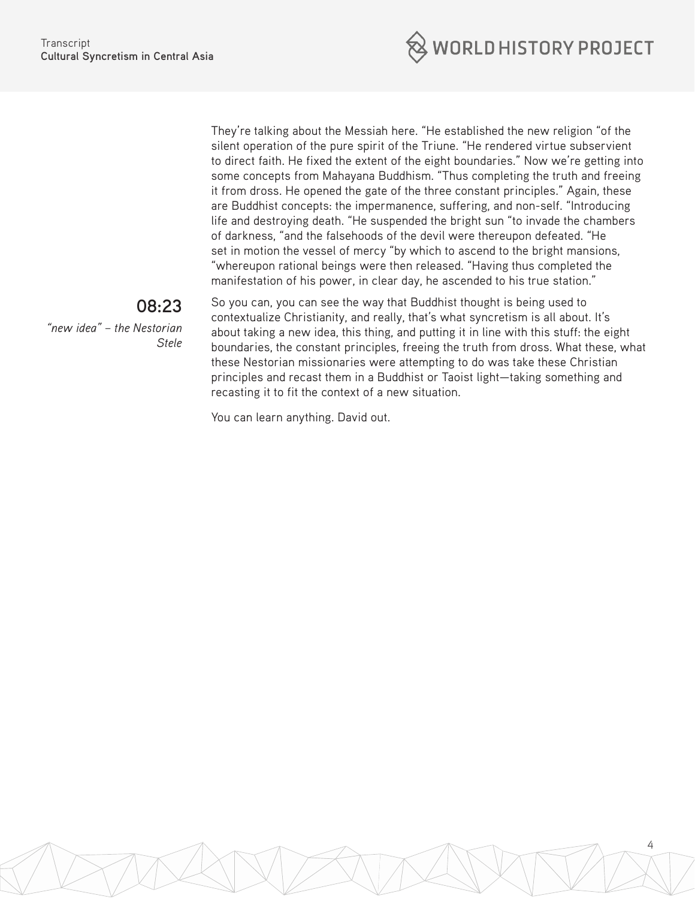They're talking about the Messiah here. "He established the new religion "of the silent operation of the pure spirit of the Triune. "He rendered virtue subservient to direct faith. He fixed the extent of the eight boundaries." Now we're getting into some concepts from Mahayana Buddhism. "Thus completing the truth and freeing it from dross. He opened the gate of the three constant principles." Again, these are Buddhist concepts: the impermanence, suffering, and non-self. "Introducing life and destroying death. "He suspended the bright sun "to invade the chambers of darkness, "and the falsehoods of the devil were thereupon defeated. "He set in motion the vessel of mercy "by which to ascend to the bright mansions, "whereupon rational beings were then released. "Having thus completed the manifestation of his power, in clear day, he ascended to his true station."

**08:23**

*"new idea" – the Nestorian Stele*

So you can, you can see the way that Buddhist thought is being used to contextualize Christianity, and really, that's what syncretism is all about. It's about taking a new idea, this thing, and putting it in line with this stuff: the eight boundaries, the constant principles, freeing the truth from dross. What these, what these Nestorian missionaries were attempting to do was take these Christian principles and recast them in a Buddhist or Taoist light—taking something and recasting it to fit the context of a new situation.

You can learn anything. David out.